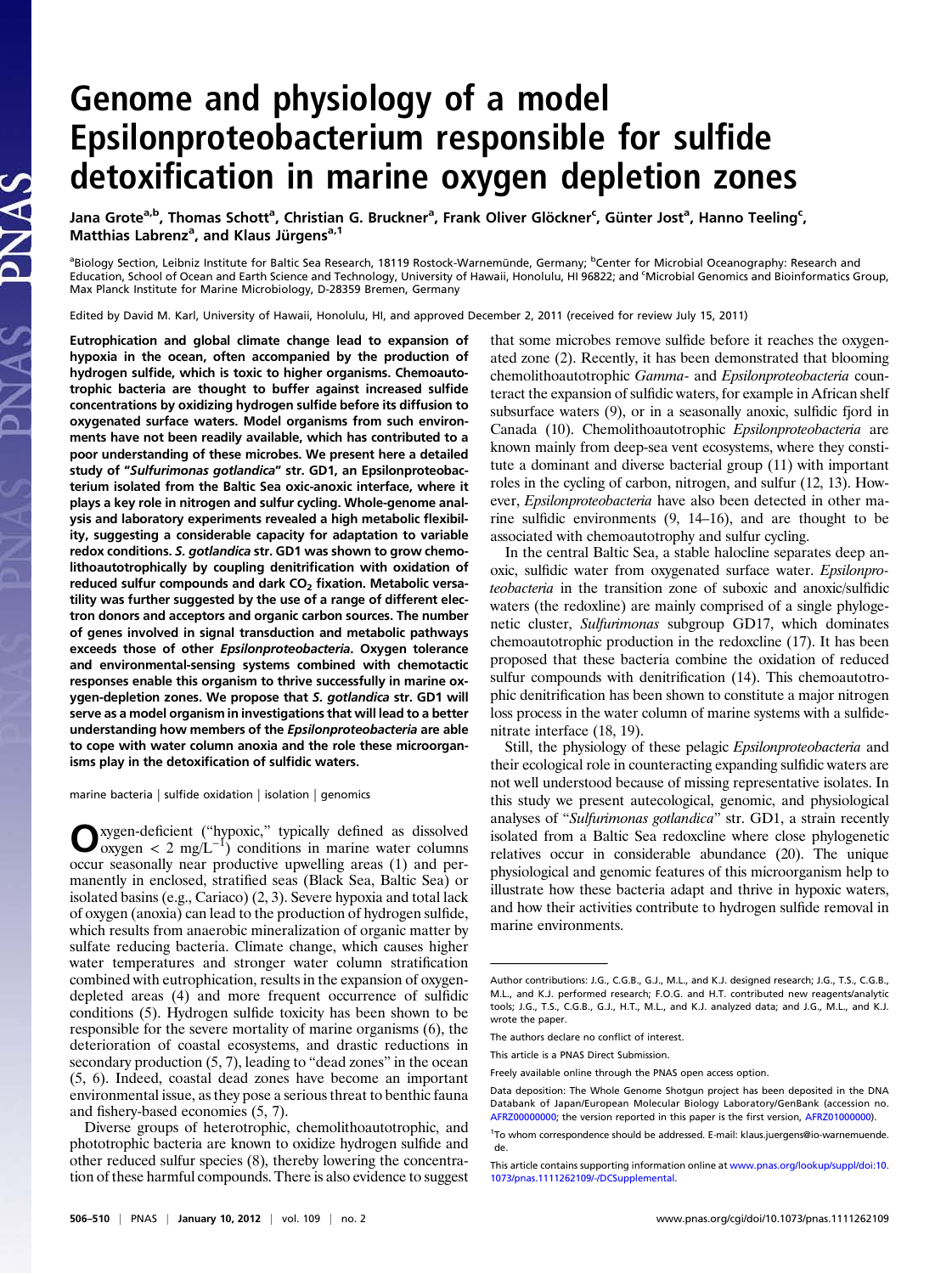# Genome and physiology of a model Epsilonproteobacterium responsible for sulfide detoxification in marine oxygen depletion zones

Jana Grote[a,b], Thomas Schott[a], Christian G. Bruckner[a], Frank Oliver Glöckner[c], Günter Jost[a], Hanno Teeling[c], Matthias Labrenz[a], and Klaus Jürgens[a,1]

[a]Biology Section, Leibniz Institute for Baltic Sea Research, 18119 Rostock-Warnemünde, Germany; [b]Center for Microbial Oceanography: Research and Education, School of Ocean and Earth Science and Technology, University of Hawaii, Honolulu, HI 96822; and [c]Microbial Genomics and Bioinformatics Group, Max Planck Institute for Marine Microbiology, D-28359 Bremen, Germany

Edited by David M. Karl, University of Hawaii, Honolulu, HI, and approved December 2, 2011 (received for review July 15, 2011)

**Eutrophication and global climate change lead to expansion of hypoxia in the ocean, often accompanied by the production of hydrogen sulfide, which is toxic to higher organisms. Chemoautotrophic bacteria are thought to buffer against increased sulfide concentrations by oxidizing hydrogen sulfide before its diffusion to oxygenated surface waters. Model organisms from such environments have not been readily available, which has contributed to a poor understanding of these microbes. We present here a detailed study of "*Sulfurimonas gotlandica*" str. GD1, an Epsilonproteobacterium isolated from the Baltic Sea oxic-anoxic interface, where it plays a key role in nitrogen and sulfur cycling. Whole-genome analysis and laboratory experiments revealed a high metabolic flexibility, suggesting a considerable capacity for adaptation to variable redox conditions. *S. gotlandica* str. GD1 was shown to grow chemolithoautotrophically by coupling denitrification with oxidation of reduced sulfur compounds and dark $CO_2$ fixation. Metabolic versatility was further suggested by the use of a range of different electron donors and acceptors and organic carbon sources. The number of genes involved in signal transduction and metabolic pathways exceeds those of other *Epsilonproteobacteria*. Oxygen tolerance and environmental-sensing systems combined with chemotactic responses enable this organism to thrive successfully in marine oxygen-depletion zones. We propose that *S. gotlandica* str. GD1 will serve as a model organism in investigations that will lead to a better understanding how members of the *Epsilonproteobacteria* are able to cope with water column anoxia and the role these microorganisms play in the detoxification of sulfidic waters.**

marine bacteria | sulfide oxidation | isolation | genomics

Oxygen-deficient ("hypoxic," typically defined as dissolved oxygen < 2 $mg/L^{-1}$) conditions in marine water columns occur seasonally near productive upwelling areas (1) and permanently in enclosed, stratified seas (Black Sea, Baltic Sea) or isolated basins (e.g., Cariaco) (2, 3). Severe hypoxia and total lack of oxygen (anoxia) can lead to the production of hydrogen sulfide, which results from anaerobic mineralization of organic matter by sulfate reducing bacteria. Climate change, which causes higher water temperatures and stronger water column stratification combined with eutrophication, results in the expansion of oxygen-depleted areas (4) and more frequent occurrence of sulfidic conditions (5). Hydrogen sulfide toxicity has been shown to be responsible for the severe mortality of marine organisms (6), the deterioration of coastal ecosystems, and drastic reductions in secondary production (5, 7), leading to "dead zones" in the ocean (5, 6). Indeed, coastal dead zones have become an important environmental issue, as they pose a serious threat to benthic fauna and fishery-based economies (5, 7).

Diverse groups of heterotrophic, chemolithoautotrophic, and phototrophic bacteria are known to oxidize hydrogen sulfide and other reduced sulfur species (8), thereby lowering the concentration of these harmful compounds. There is also evidence to suggest that some microbes remove sulfide before it reaches the oxygenated zone (2). Recently, it has been demonstrated that blooming chemolithoautotrophic *Gamma*- and *Epsilonproteobacteria* counteract the expansion of sulfidic waters, for example in African shelf subsurface waters (9), or in a seasonally anoxic, sulfidic fjord in Canada (10). Chemolithoautotrophic *Epsilonproteobacteria* are known mainly from deep-sea vent ecosystems, where they constitute a dominant and diverse bacterial group (11) with important roles in the cycling of carbon, nitrogen, and sulfur (12, 13). However, *Epsilonproteobacteria* have also been detected in other marine sulfidic environments (9, 14–16), and are thought to be associated with chemoautotrophy and sulfur cycling.

In the central Baltic Sea, a stable halocline separates deep anoxic, sulfidic water from oxygenated surface water. *Epsilonproteobacteria* in the transition zone of suboxic and anoxic/sulfidic waters (the redoxline) are mainly comprised of a single phylogenetic cluster, *Sulfurimonas* subgroup GD17, which dominates chemoautotrophic production in the redoxcline (17). It has been proposed that these bacteria combine the oxidation of reduced sulfur compounds with denitrification (14). This chemoautotrophic denitrification has been shown to constitute a major nitrogen loss process in the water column of marine systems with a sulfide-nitrate interface (18, 19).

Still, the physiology of these pelagic *Epsilonproteobacteria* and their ecological role in counteracting expanding sulfidic waters are not well understood because of missing representative isolates. In this study we present autecological, genomic, and physiological analyses of "*Sulfurimonas gotlandica*" str. GD1, a strain recently isolated from a Baltic Sea redoxcline where close phylogenetic relatives occur in considerable abundance (20). The unique physiological and genomic features of this microorganism help to illustrate how these bacteria adapt and thrive in hypoxic waters, and how their activities contribute to hydrogen sulfide removal in marine environments.

---

Author contributions: J.G., C.G.B., G.J., M.L., and K.J. designed research; J.G., T.S., C.G.B., M.L., and K.J. performed research; F.O.G. and H.T. contributed new reagents/analytic tools; J.G., T.S., C.G.B., G.J., H.T., M.L., and K.J. analyzed data; and J.G., M.L., and K.J. wrote the paper.

The authors declare no conflict of interest.

This article is a PNAS Direct Submission.

Freely available online through the PNAS open access option.

Data deposition: The Whole Genome Shotgun project has been deposited in the DNA Databank of Japan/European Molecular Biology Laboratory/GenBank (accession no. AFRZ00000000; the version reported in this paper is the first version, AFRZ01000000).

[1]To whom correspondence should be addressed. E-mail: klaus.juergens@io-warnemuende.de.

This article contains supporting information online at www.pnas.org/lookup/suppl/doi:10.1073/pnas.1111262109/-/DCSupplemental.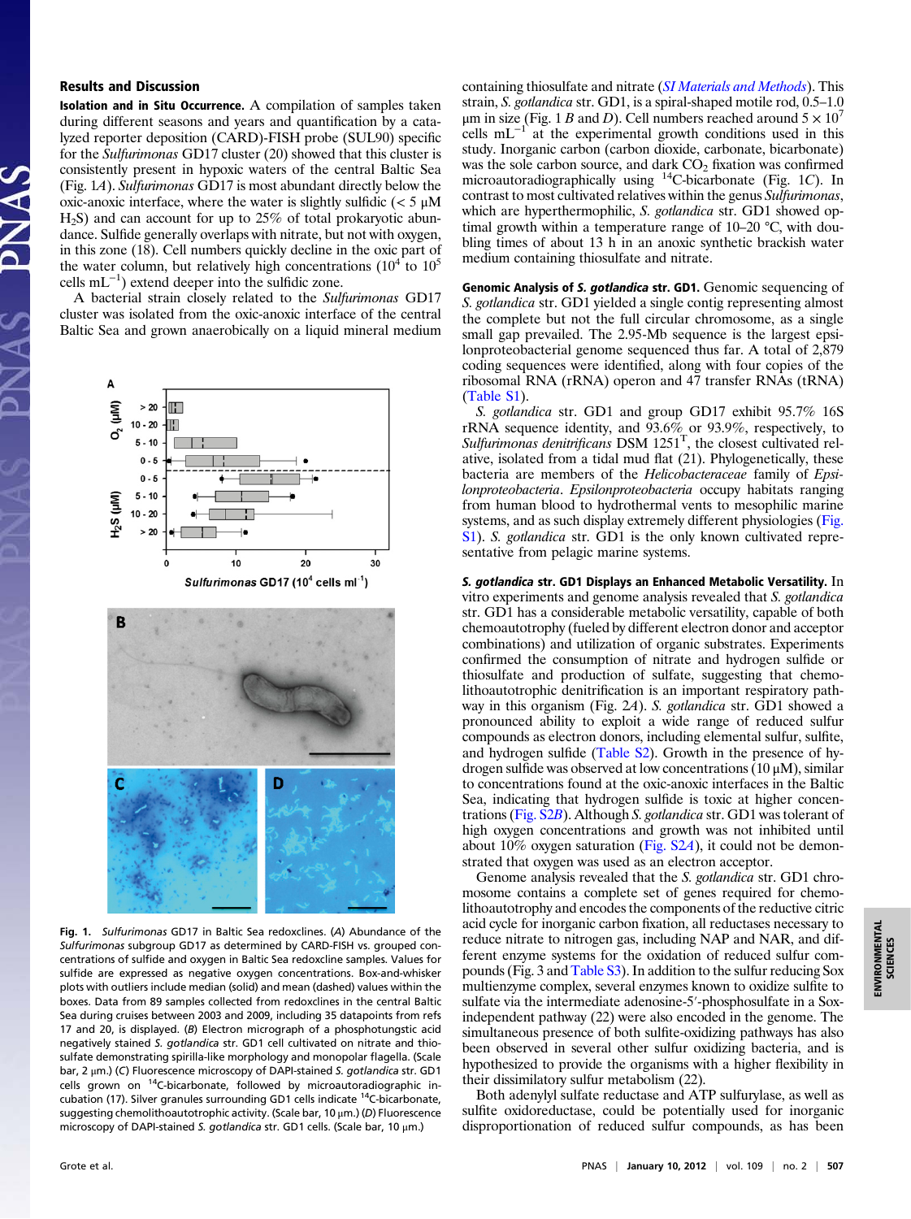## Results and Discussion

**Isolation and In Situ Occurrence.** A compilation of samples taken during different seasons and years and quantification by a catalyzed reporter deposition (CARD)-FISH probe (SUL90) specific for the *Sulfurimonas* GD17 cluster (20) showed that this cluster is consistently present in hypoxic waters of the central Baltic Sea (Fig. 1*A*). *Sulfurimonas* GD17 is most abundant directly below the oxic-anoxic interface, where the water is slightly sulfidic (< 5 μM $H_2S$) and can account for up to 25% of total prokaryotic abundance. Sulfide generally overlaps with nitrate, but not with oxygen, in this zone (18). Cell numbers quickly decline in the oxic part of the water column, but relatively high concentrations ($10^4$ to $10^5$ cells $mL^{-1}$) extend deeper into the sulfidic zone.

A bacterial strain closely related to the *Sulfurimonas* GD17 cluster was isolated from the oxic-anoxic interface of the central Baltic Sea and grown anaerobically on a liquid mineral medium containing thiosulfate and nitrate (*SI Materials and Methods*). This strain, *S. gotlandica* str. GD1, is a spiral-shaped motile rod, 0.5–1.0 μm in size (Fig. 1 *B* and *D*). Cell numbers reached around $5 \times 10^7$ cells $mL^{-1}$ at the experimental growth conditions used in this study. Inorganic carbon (carbon dioxide, carbonate, bicarbonate) was the sole carbon source, and dark $CO_2$ fixation was confirmed microautoradiographically using $^{14}$C-bicarbonate (Fig. 1*C*). In contrast to most cultivated relatives within the genus *Sulfurimonas*, which are hyperthermophilic, *S. gotlandica* str. GD1 showed optimal growth within a temperature range of 10–20 °C, with doubling times of about 13 h in an anoxic synthetic brackish water medium containing thiosulfate and nitrate.

Fig. 1. *Sulfurimonas* GD17 in Baltic Sea redoxclines. (*A*) Abundance of the *Sulfurimonas* subgroup GD17 as determined by CARD-FISH vs. grouped concentrations of sulfide and oxygen in Baltic Sea redoxcline samples. Values for sulfide are expressed as negative oxygen concentrations. Box-and-whisker plots with outliers include median (solid) and mean (dashed) values within the boxes. Data from 89 samples collected from redoxclines in the central Baltic Sea during cruises between 2003 and 2009, including 35 datapoints from refs 17 and 20, is displayed. (*B*) Electron micrograph of a phosphotungstic acid negatively stained *S. gotlandica* str. GD1 cell cultivated on nitrate and thiosulfate demonstrating spirilla-like morphology and monopolar flagella. (Scale bar, 2 μm.) (*C*) Fluorescence microscopy of DAPI-stained *S. gotlandica* str. GD1 cells grown on $^{14}$C-bicarbonate, followed by microautoradiographic incubation (17). Silver granules surrounding GD1 cells indicate $^{14}$C-bicarbonate, suggesting chemolithoautotrophic activity. (Scale bar, 10 μm.) (*D*) Fluorescence microscopy of DAPI-stained *S. gotlandica* str. GD1 cells. (Scale bar, 10 μm.)

**Genomic Analysis of *S. gotlandica* str. GD1.** Genomic sequencing of *S. gotlandica* str. GD1 yielded a single contig representing almost the complete but not the full circular chromosome, as a single small gap prevailed. The 2.95-Mb sequence is the largest epsilonproteobacterial genome sequenced thus far. A total of 2,879 coding sequences were identified, along with four copies of the ribosomal RNA (rRNA) operon and 47 transfer RNAs (tRNA) (Table S1).

*S. gotlandica* str. GD1 and group GD17 exhibit 95.7% 16S rRNA sequence identity, and 93.6% or 93.9%, respectively, to *Sulfurimonas denitrificans* DSM 1251$^T$, the closest cultivated relative, isolated from a tidal mud flat (21). Phylogenetically, these bacteria are members of the *Helicobacteraceae* family of *Epsilonproteobacteria*. *Epsilonproteobacteria* occupy habitats ranging from human blood to hydrothermal vents to mesophilic marine systems, and as such display extremely different physiologies (Fig. S1). *S. gotlandica* str. GD1 is the only known cultivated representative from pelagic marine systems.

***S. gotlandica* str. GD1 Displays an Enhanced Metabolic Versatility.** In vitro experiments and genome analysis revealed that *S. gotlandica* str. GD1 has a considerable metabolic versatility, capable of both chemoautotrophy (fueled by different electron donor and acceptor combinations) and utilization of organic substrates. Experiments confirmed the consumption of nitrate and hydrogen sulfide or thiosulfate and production of sulfate, suggesting that chemolithoautotrophic denitrification is an important respiratory pathway in this organism (Fig. 2*A*). *S. gotlandica* str. GD1 showed a pronounced ability to exploit a wide range of reduced sulfur compounds as electron donors, including elemental sulfur, sulfite, and hydrogen sulfide (Table S2). Growth in the presence of hydrogen sulfide was observed at low concentrations (10 μM), similar to concentrations found at the oxic-anoxic interfaces in the Baltic Sea, indicating that hydrogen sulfide is toxic at higher concentrations (Fig. S2*B*). Although *S. gotlandica* str. GD1 was tolerant of high oxygen concentrations and growth was not inhibited until about 10% oxygen saturation (Fig. S2*A*), it could not be demonstrated that oxygen was used as an electron acceptor.

Genome analysis revealed that the *S. gotlandica* str. GD1 chromosome contains a complete set of genes required for chemolithoautotrophy and encodes the components of the reductive citric acid cycle for inorganic carbon fixation, all reductases necessary to reduce nitrate to nitrogen gas, including NAP and NAR, and different enzyme systems for the oxidation of reduced sulfur compounds (Fig. 3 and Table S3). In addition to the sulfur reducing Sox multienzyme complex, several enzymes known to oxidize sulfite to sulfate via the intermediate adenosine-5′-phosphosulfate in a Sox-independent pathway (22) were also encoded in the genome. The simultaneous presence of both sulfite-oxidizing pathways has also been observed in several other sulfur oxidizing bacteria, and is hypothesized to provide the organisms with a higher flexibility in their dissimilatory sulfur metabolism (22).

Both adenylyl sulfate reductase and ATP sulfurylase, as well as sulfite oxidoreductase, could be potentially used for inorganic disproportionation of reduced sulfur compounds, as has been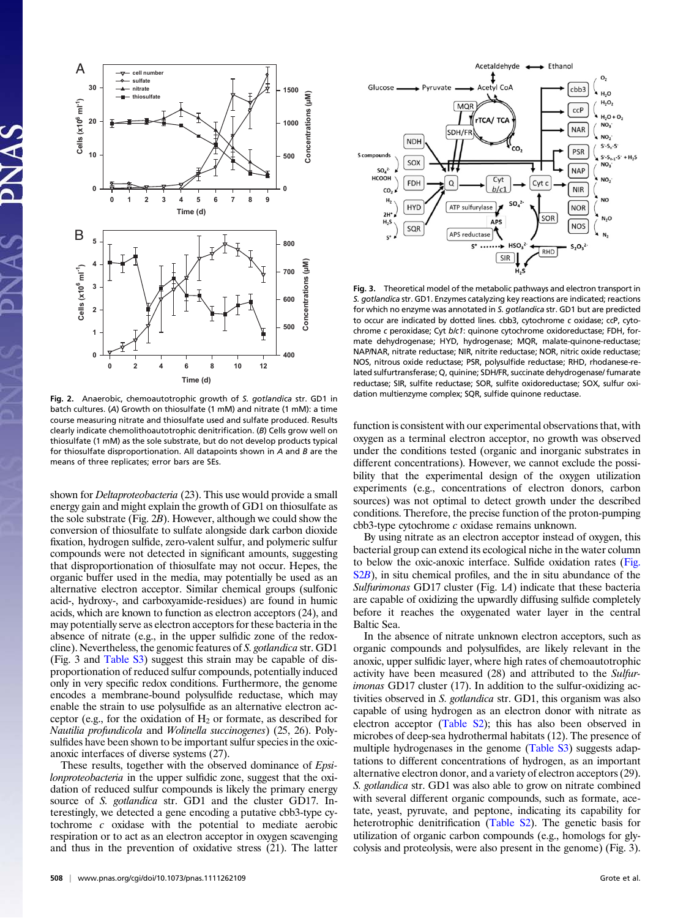Fig. 2. Anaerobic, chemoautotrophic growth of *S. gotlandica* str. GD1 in batch cultures. (*A*) Growth on thiosulfate (1 mM) and nitrate (1 mM): a time course measuring nitrate and thiosulfate used and sulfate produced. Results clearly indicate chemolithoautotrophic denitrification. (*B*) Cells grow well on thiosulfate (1 mM) as the sole substrate, but do not develop products typical for thiosulfate disproportionation. All datapoints shown in *A* and *B* are the means of three replicates; error bars are SEs.

Fig. 3. Theoretical model of the metabolic pathways and electron transport in *S. gotlandica* str. GD1. Enzymes catalyzing key reactions are indicated; reactions for which no enzyme was annotated in *S. gotlandica* str. GD1 but are predicted to occur are indicated by dotted lines. cbb3, cytochrome *c* oxidase; ccP, cytochrome *c* peroxidase; Cyt *b*/*c1*: quinone cytochrome oxidoreductase; FDH, formate dehydrogenase; HYD, hydrogenase; MQR, malate-quinone-reductase; NAP/NAR, nitrate reductase; NIR, nitrite reductase; NOR, nitric oxide reductase; NOS, nitrous oxide reductase; PSR, polysulfide reductase; RHD, rhodanese-related sulfurtransferase; Q, quinine; SDH/FR, succinate dehydrogenase/ fumarate reductase; SIR, sulfite reductase; SOR, sulfite oxidoreductase; SOX, sulfur oxidation multienzyme complex; SQR, sulfide quinone reductase.

shown for *Deltaproteobacteria* (23). This use would provide a small energy gain and might explain the growth of GD1 on thiosulfate as the sole substrate (Fig. 2*B*). However, although we could show the conversion of thiosulfate to sulfate alongside dark carbon dioxide fixation, hydrogen sulfide, zero-valent sulfur, and polymeric sulfur compounds were not detected in significant amounts, suggesting that disproportionation of thiosulfate may not occur. Hepes, the organic buffer used in the media, may potentially be used as an alternative electron acceptor. Similar chemical groups (sulfonic acid-, hydroxy-, and carboxyamide-residues) are found in humic acids, which are known to function as electron acceptors (24), and may potentially serve as electron acceptors for these bacteria in the absence of nitrate (e.g., in the upper sulfidic zone of the redoxcline). Nevertheless, the genomic features of *S. gotlandica* str. GD1 (Fig. 3 and Table S3) suggest this strain may be capable of disproportionation of reduced sulfur compounds, potentially induced only in very specific redox conditions. Furthermore, the genome encodes a membrane-bound polysulfide reductase, which may enable the strain to use polysulfide as an alternative electron acceptor (e.g., for the oxidation of $H_2$ or formate, as described for *Nautilia profundicola* and *Wolinella succinogenes*) (25, 26). Polysulfides have been shown to be important sulfur species in the oxic-anoxic interfaces of diverse systems (27).

These results, together with the observed dominance of *Epsilonproteobacteria* in the upper sulfidic zone, suggest that the oxidation of reduced sulfur compounds is likely the primary energy source of *S. gotlandica* str. GD1 and the cluster GD17. Interestingly, we detected a gene encoding a putative cbb3-type cytochrome *c* oxidase with the potential to mediate aerobic respiration or to act as an electron acceptor in oxygen scavenging and thus in the prevention of oxidative stress (21). The latter function is consistent with our experimental observations that, with oxygen as a terminal electron acceptor, no growth was observed under the conditions tested (organic and inorganic substrates in different concentrations). However, we cannot exclude the possibility that the experimental design of the oxygen utilization experiments (e.g., concentrations of electron donors, carbon sources) was not optimal to detect growth under the described conditions. Therefore, the precise function of the proton-pumping cbb3-type cytochrome *c* oxidase remains unknown.

By using nitrate as an electron acceptor instead of oxygen, this bacterial group can extend its ecological niche in the water column to below the oxic-anoxic interface. Sulfide oxidation rates (Fig. S2*B*), in situ chemical profiles, and the in situ abundance of the *Sulfurimonas* GD17 cluster (Fig. 1*A*) indicate that these bacteria are capable of oxidizing the upwardly diffusing sulfide completely before it reaches the oxygenated water layer in the central Baltic Sea.

In the absence of nitrate unknown electron acceptors, such as organic compounds and polysulfides, are likely relevant in the anoxic, upper sulfidic layer, where high rates of chemoautotrophic activity have been measured (28) and attributed to the *Sulfurimonas* GD17 cluster (17). In addition to the sulfur-oxidizing activities observed in *S. gotlandica* str. GD1, this organism was also capable of using hydrogen as an electron donor with nitrate as electron acceptor (Table S2); this has also been observed in microbes of deep-sea hydrothermal habitats (12). The presence of multiple hydrogenases in the genome (Table S3) suggests adaptations to different concentrations of hydrogen, as an important alternative electron donor, and a variety of electron acceptors (29). *S. gotlandica* str. GD1 was also able to grow on nitrate combined with several different organic compounds, such as formate, acetate, yeast, pyruvate, and peptone, indicating its capability for heterotrophic denitrification (Table S2). The genetic basis for utilization of organic carbon compounds (e.g., homologs for glycolysis and proteolysis, were also present in the genome) (Fig. 3).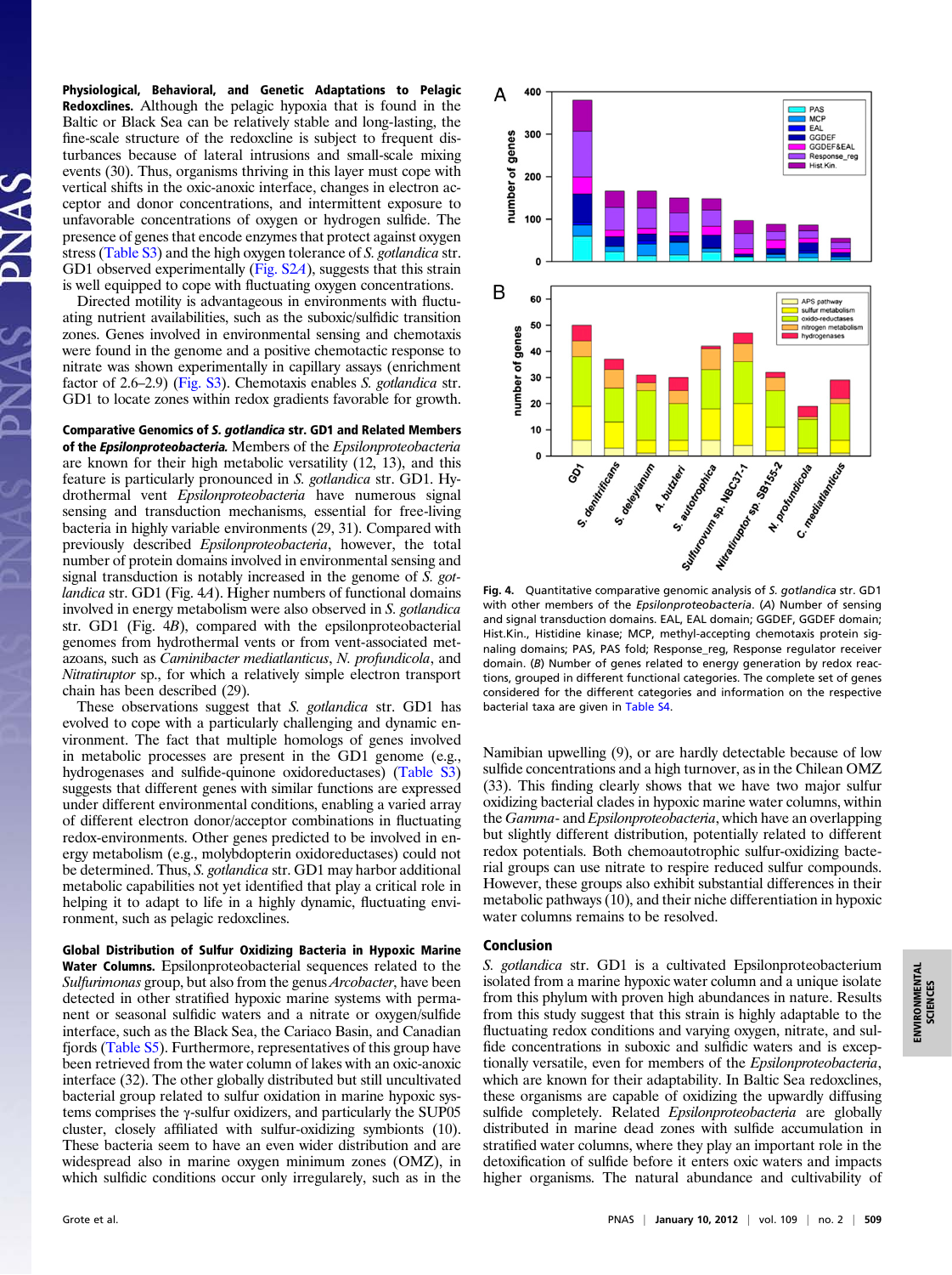**Physiological, Behavioral, and Genetic Adaptations to Pelagic Redoxclines.** Although the pelagic hypoxia that is found in the Baltic or Black Sea can be relatively stable and long-lasting, the fine-scale structure of the redoxcline is subject to frequent disturbances because of lateral intrusions and small-scale mixing events (30). Thus, organisms thriving in this layer must cope with vertical shifts in the oxic-anoxic interface, changes in electron acceptor and donor concentrations, and intermittent exposure to unfavorable concentrations of oxygen or hydrogen sulfide. The presence of genes that encode enzymes that protect against oxygen stress (Table S3) and the high oxygen tolerance of *S. gotlandica* str. GD1 observed experimentally (Fig. S2*A*), suggests that this strain is well equipped to cope with fluctuating oxygen concentrations.

Directed motility is advantageous in environments with fluctuating nutrient availabilities, such as the suboxic/sulfidic transition zones. Genes involved in environmental sensing and chemotaxis were found in the genome and a positive chemotactic response to nitrate was shown experimentally in capillary assays (enrichment factor of 2.6–2.9) (Fig. S3). Chemotaxis enables *S. gotlandica* str. GD1 to locate zones within redox gradients favorable for growth.

**Comparative Genomics of *S. gotlandica* str. GD1 and Related Members of the *Epsilonproteobacteria*.** Members of the *Epsilonproteobacteria* are known for their high metabolic versatility (12, 13), and this feature is particularly pronounced in *S. gotlandica* str. GD1. Hydrothermal vent *Epsilonproteobacteria* have numerous signal sensing and transduction mechanisms, essential for free-living bacteria in highly variable environments (29, 31). Compared with previously described *Epsilonproteobacteria*, however, the total number of protein domains involved in environmental sensing and signal transduction is notably increased in the genome of *S. gotlandica* str. GD1 (Fig. 4*A*). Higher numbers of functional domains involved in energy metabolism were also observed in *S. gotlandica* str. GD1 (Fig. 4*B*), compared with the epsilonproteobacterial genomes from hydrothermal vents or from vent-associated metazoans, such as *Caminibacter mediatlanticus*, *N. profundicola*, and *Nitratiruptor* sp., for which a relatively simple electron transport chain has been described (29).

These observations suggest that *S. gotlandica* str. GD1 has evolved to cope with a particularly challenging and dynamic environment. The fact that multiple homologs of genes involved in metabolic processes are present in the GD1 genome (e.g., hydrogenases and sulfide-quinone oxidoreductases) (Table S3) suggests that different genes with similar functions are expressed under different environmental conditions, enabling a varied array of different electron donor/acceptor combinations in fluctuating redox-environments. Other genes predicted to be involved in energy metabolism (e.g., molybdopterin oxidoreductases) could not be determined. Thus, *S. gotlandica* str. GD1 may harbor additional metabolic capabilities not yet identified that play a critical role in helping it to adapt to life in a highly dynamic, fluctuating environment, such as pelagic redoxclines.

**Global Distribution of Sulfur Oxidizing Bacteria in Hypoxic Marine Water Columns.** Epsilonproteobacterial sequences related to the *Sulfurimonas* group, but also from the genus *Arcobacter*, have been detected in other stratified hypoxic marine systems with permanent or seasonal sulfidic waters and a nitrate or oxygen/sulfide interface, such as the Black Sea, the Cariaco Basin, and Canadian fjords (Table S5). Furthermore, representatives of this group have been retrieved from the water column of lakes with an oxic-anoxic interface (32). The other globally distributed but still uncultivated bacterial group related to sulfur oxidation in marine hypoxic systems comprises the γ-sulfur oxidizers, and particularly the SUP05 cluster, closely affiliated with sulfur-oxidizing symbionts (10). These bacteria seem to have an even wider distribution and are widespread also in marine oxygen minimum zones (OMZ), in which sulfidic conditions occur only irregularly, such as in the Namibian upwelling (9), or are hardly detectable because of low sulfide concentrations and a high turnover, as in the Chilean OMZ (33). This finding clearly shows that we have two major sulfur oxidizing bacterial clades in hypoxic marine water columns, within the *Gamma*- and *Epsilonproteobacteria*, which have an overlapping but slightly different distribution, potentially related to different redox potentials. Both chemoautotrophic sulfur-oxidizing bacterial groups can use nitrate to respire reduced sulfur compounds. However, these groups also exhibit substantial differences in their metabolic pathways (10), and their niche differentiation in hypoxic water columns remains to be resolved.

Fig. 4. Quantitative comparative genomic analysis of *S. gotlandica* str. GD1 with other members of the *Epsilonproteobacteria*. (*A*) Number of sensing and signal transduction domains. EAL, EAL domain; GGDEF, GGDEF domain; Hist.Kin., Histidine kinase; MCP, methyl-accepting chemotaxis protein signaling domains; PAS, PAS fold; Response_reg, Response regulator receiver domain. (*B*) Number of genes related to energy generation by redox reactions, grouped in different functional categories. The complete set of genes considered for the different categories and information on the respective bacterial taxa are given in Table S4.

## Conclusion

*S. gotlandica* str. GD1 is a cultivated Epsilonproteobacterium isolated from a marine hypoxic water column and a unique isolate from this phylum with proven high abundances in nature. Results from this study suggest that this strain is highly adaptable to the fluctuating redox conditions and varying oxygen, nitrate, and sulfide concentrations in suboxic and sulfidic waters and is exceptionally versatile, even for members of the *Epsilonproteobacteria*, which are known for their adaptability. In Baltic Sea redoxclines, these organisms are capable of oxidizing the upwardly diffusing sulfide completely. Related *Epsilonproteobacteria* are globally distributed in marine dead zones with sulfide accumulation in stratified water columns, where they play an important role in the detoxification of sulfide before it enters oxic waters and impacts higher organisms. The natural abundance and cultivability of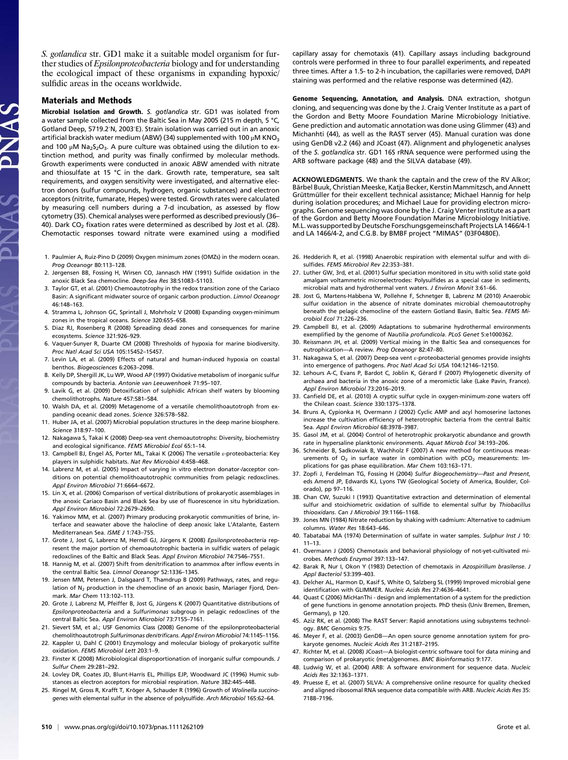*S. gotlandica* str. GD1 make it a suitable model organism for further studies of *Epsilonproteobacteria* biology and for understanding the ecological impact of these organisms in expanding hypoxic/sulfidic areas in the oceans worldwide.

## Materials and Methods

**Microbial Isolation and Growth.** *S. gotlandica* str. GD1 was isolated from a water sample collected from the Baltic Sea in May 2005 (215 m depth, 5 °C, Gotland Deep, 5719.2′N, 2003′E). Strain isolation was carried out in an anoxic artificial brackish water medium (ABW) (34) supplemented with 100 μM $KNO_3$ and 100 μM $Na_2S_2O_3$. A pure culture was obtained using the dilution to extinction method, and purity was finally confirmed by molecular methods. Growth experiments were conducted in anoxic ABW amended with nitrate and thiosulfate at 15 °C in the dark. Growth rate, temperature, sea salt requirements, and oxygen sensitivity were investigated, and alternative electron donors (sulfur compounds, hydrogen, organic substances) and electron acceptors (nitrite, fumarate, Hepes) were tested. Growth rates were calculated by measuring cell numbers during a 7-d incubation, as assessed by flow cytometry (35). Chemical analyses were performed as described previously (36–40). Dark $CO_2$ fixation rates were determined as described by Jost et al. (28). Chemotactic responses toward nitrate were examined using a modified capillary assay for chemotaxis (41). Capillary assays including background controls were performed in three to four parallel experiments, and repeated three times. After a 1.5- to 2-h incubation, the capillaries were removed, DAPI staining was performed and the relative response was determined (42).

**Genome Sequencing, Annotation, and Analysis.** DNA extraction, shotgun cloning, and sequencing was done by the J. Craig Venter Institute as a part of the Gordon and Betty Moore Foundation Marine Microbiology Initiative. Gene prediction and automatic annotation was done using Glimmer (43) and Michanhti (44), as well as the RAST server (45). Manual curation was done using GenDB v2.2 (46) and JCoast (47). Alignment and phylogenetic analyses of the *S. gotlandica* str. GD1 16S rRNA sequence were performed using the ARB software package (48) and the SILVA database (49).

**ACKNOWLEDGMENTS.** We thank the captain and the crew of the RV Alkor; Bärbel Buuk, Christian Meeske, Katja Becker, Kerstin Mammitzsch, and Annett Grüttmüller for their excellent technical assistance; Michael Hannig for help during isolation procedures; and Michael Laue for providing electron micrographs. Genome sequencing was done by the J. Craig Venter Institute as a part of the Gordon and Betty Moore Foundation Marine Microbiology Initiative. M.L. was supported by Deutsche Forschungsgemeinschaft Projects LA 1466/4-1 and LA 1466/4-2, and C.G.B. by BMBF project "MIMAS" (03F0480E).

1. Paulmier A, Ruiz-Pino D (2009) Oxygen minimum zones (OMZs) in the modern ocean. *Prog Oceanogr* 80:113–128.
2. Jørgensen BB, Fossing H, Wirsen CO, Jannasch HW (1991) Sulfide oxidation in the anoxic Black Sea chemocline. *Deep-Sea Res* 38:S1083–S1103.
3. Taylor GT, et al. (2001) Chemoautotrophy in the redox transition zone of the Cariaco Basin: A significant midwater source of organic carbon production. *Limnol Oceanogr* 46:148–163.
4. Stramma L, Johnson GC, Sprintall J, Mohrholz V (2008) Expanding oxygen-minimum zones in the tropical oceans. *Science* 320:655–658.
5. Diaz RJ, Rosenberg R (2008) Spreading dead zones and consequences for marine ecosystems. *Science* 321:926–929.
6. Vaquer-Sunyer R, Duarte CM (2008) Thresholds of hypoxia for marine biodiversity. *Proc Natl Acad Sci USA* 105:15452–15457.
7. Levin LA, et al. (2009) Effects of natural and human-induced hypoxia on coastal benthos. *Biogeosciences* 6:2063–2098.
8. Kelly DP, Shergill JK, Lu WP, Wood AP (1997) Oxidative metabolism of inorganic sulfur compounds by bacteria. *Antonie van Leeuwenhoek* 71:95–107.
9. Lavik G, et al. (2009) Detoxification of sulphidic African shelf waters by blooming chemolithotrophs. *Nature* 457:581–584.
10. Walsh DA, et al. (2009) Metagenome of a versatile chemolithoautotroph from expanding oceanic dead zones. *Science* 326:578–582.
11. Huber JA, et al. (2007) Microbial population structures in the deep marine biosphere. *Science* 318:97–100.
12. Nakagawa S, Takai K (2008) Deep-sea vent chemoautotrophs: Diversity, biochemistry and ecological significance. *FEMS Microbiol Ecol* 65:1–14.
13. Campbell BJ, Engel AS, Porter ML, Takai K (2006) The versatile ε-proteobacteria: Key players in sulphidic habitats. *Nat Rev Microbiol* 4:458–468.
14. Labrenz M, et al. (2005) Impact of varying in vitro electron donor-/acceptor conditions on potential chemolithoautotrophic communities from pelagic redoxclines. *Appl Environ Microbiol* 71:6664–6672.
15. Lin X, et al. (2006) Comparison of vertical distributions of prokaryotic assemblages in the anoxic Cariaco Basin and Black Sea by use of fluorescence in situ hybridization. *Appl Environ Microbiol* 72:2679–2690.
16. Yakimov MM, et al. (2007) Primary producing prokaryotic communities of brine, interface and seawater above the halocline of deep anoxic lake L'Atalante, Eastern Mediterranean Sea. *ISME J* 1:743–755.
17. Grote J, Jost G, Labrenz M, Herndl GJ, Jürgens K (2008) *Epsilonproteobacteria* represent the major portion of chemoautotrophic bacteria in sulfidic waters of pelagic redoxclines of the Baltic and Black Seas. *Appl Environ Microbiol* 74:7546–7551.
18. Hannig M, et al. (2007) Shift from denitrification to anammox after inflow events in the central Baltic Sea. *Limnol Oceanogr* 52:1336–1345.
19. Jensen MM, Petersen J, Dalsgaard T, Thamdrup B (2009) Pathways, rates, and regulation of $N_2$ production in the chemocline of an anoxic basin, Mariager Fjord, Denmark. *Mar Chem* 113:102–113.
20. Grote J, Labrenz M, Pfeiffer B, Jost G, Jürgens K (2007) Quantitative distributions of *Epsilonproteobacteria* and a *Sulfurimonas* subgroup in pelagic redoxclines of the central Baltic Sea. *Appl Environ Microbiol* 73:7155–7161.
21. Sievert SM, et al.; USF Genomics Class (2008) Genome of the epsilonproteobacterial chemolithoautotroph *Sulfurimonas denitrificans*. *Appl Environ Microbiol* 74:1145–1156.
22. Kappler U, Dahl C (2001) Enzymology and molecular biology of prokaryotic sulfite oxidation. *FEMS Microbiol Lett* 203:1–9.
23. Finster K (2008) Microbiological disproportionation of inorganic sulfur compounds. *J Sulfur Chem* 29:281–292.
24. Lovley DR, Coates JD, Blunt-Harris EL, Phillips EJP, Woodward JC (1996) Humic substances as electron acceptors for microbial respiration. *Nature* 382:445–448.
25. Ringel M, Gross R, Krafft T, Kröger A, Schauder R (1996) Growth of *Wolinella succinogenes* with elemental sulfur in the absence of polysulfide. *Arch Microbiol* 165:62–64.
26. Hedderich R, et al. (1998) Anaerobic respiration with elemental sulfur and with disulfides. *FEMS Microbiol Rev* 22:353–381.
27. Luther GW, 3rd, et al. (2001) Sulfur speciation monitored in situ with solid state gold amalgam voltammetric microelectrodes: Polysulfides as a special case in sediments, microbial mats and hydrothermal vent waters. *J Environ Monit* 3:61–66.
28. Jost G, Martens-Habbena W, Pollehne F, Schnetger B, Labrenz M (2010) Anaerobic sulfur oxidation in the absence of nitrate dominates microbial chemoautotrophy beneath the pelagic chemocline of the eastern Gotland Basin, Baltic Sea. *FEMS Microbiol Ecol* 71:226–236.
29. Campbell BJ, et al. (2009) Adaptations to submarine hydrothermal environments exemplified by the genome of *Nautilia profundicola*. *PLoS Genet* 5:e1000362.
30. Reissmann JH, et al. (2009) Vertical mixing in the Baltic Sea and consequences for eutrophication—A review. *Prog Oceanogr* 82:47–80.
31. Nakagawa S, et al. (2007) Deep-sea vent ε-proteobacterial genomes provide insights into emergence of pathogens. *Proc Natl Acad Sci USA* 104:12146–12150.
32. Lehours A-C, Evans P, Bardot C, Joblin K, Gérard F (2007) Phylogenetic diversity of archaea and bacteria in the anoxic zone of a meromictic lake (Lake Pavin, France). *Appl Environ Microbiol* 73:2016–2019.
33. Canfield DE, et al. (2010) A cryptic sulfur cycle in oxygen-minimum-zone waters off the Chilean coast. *Science* 330:1375–1378.
34. Bruns A, Cypionka H, Overmann J (2002) Cyclic AMP and acyl homoserine lactones increase the cultivation efficiency of heterotrophic bacteria from the central Baltic Sea. *Appl Environ Microbiol* 68:3978–3987.
35. Gasol JM, et al. (2004) Control of heterotrophic prokaryotic abundance and growth rate in hypersaline planktonic environments. *Aquat Microb Ecol* 34:193–206.
36. Schneider B, Sadkowiak B, Wachholz F (2007) A new method for continuous measurements of $O_2$ in surface water in combination with $pCO_2$ measurements: Implications for gas phase equilibration. *Mar Chem* 103:163–171.
37. Zopfi J, Ferdelman TG, Fossing H (2004) *Sulfur Biogeochemistry—Past and Present*, eds Amend JP, Edwards KJ, Lyons TW (Geological Society of America, Boulder, Colorado), pp 97–116.
38. Chan CW, Suzuki I (1993) Quantitative extraction and determination of elemental sulfur and stoichiometric oxidation of sulfide to elemental sulfur by *Thiobacillus thiooxidans*. *Can J Microbiol* 39:1166–1168.
39. Jones MN (1984) Nitrate reduction by shaking with cadmium: Alternative to cadmium columns. *Water Res* 18:643–646.
40. Tabatabai MA (1974) Determination of sulfate in water samples. *Sulphur Inst J* 10: 11–13.
41. Overmann J (2005) Chemotaxis and behavioral physiology of not-yet-cultivated microbes. *Methods Enzymol* 397:133–147.
42. Barak R, Nur I, Okon Y (1983) Detection of chemotaxis in *Azospirillum brasilense*. *J Appl Bacteriol* 53:399–403.
43. Delcher AL, Harmon D, Kasif S, White O, Salzberg SL (1999) Improved microbial gene identification with GLIMMER. *Nucleic Acids Res* 27:4636–4641.
44. Quast C (2006) MicHanThi - design and implementation of a system for the prediction of gene functions in genome annotation projects. PhD thesis (Univ Bremen, Bremen, Germany), p 120.
45. Aziz RK, et al. (2008) The RAST Server: Rapid annotations using subsystems technology. *BMC Genomics* 9:75.
46. Meyer F, et al. (2003) GenDB—An open source genome annotation system for prokaryote genomes. *Nucleic Acids Res* 31:2187–2195.
47. Richter M, et al. (2008) JCoast—A biologist-centric software tool for data mining and comparison of prokaryotic (meta)genomes. *BMC Bioinformatics* 9:177.
48. Ludwig W, et al. (2004) ARB: A software environment for sequence data. *Nucleic Acids Res* 32:1363–1371.
49. Pruesse E, et al. (2007) SILVA: A comprehensive online resource for quality checked and aligned ribosomal RNA sequence data compatible with ARB. *Nucleic Acids Res* 35: 7188–7196.